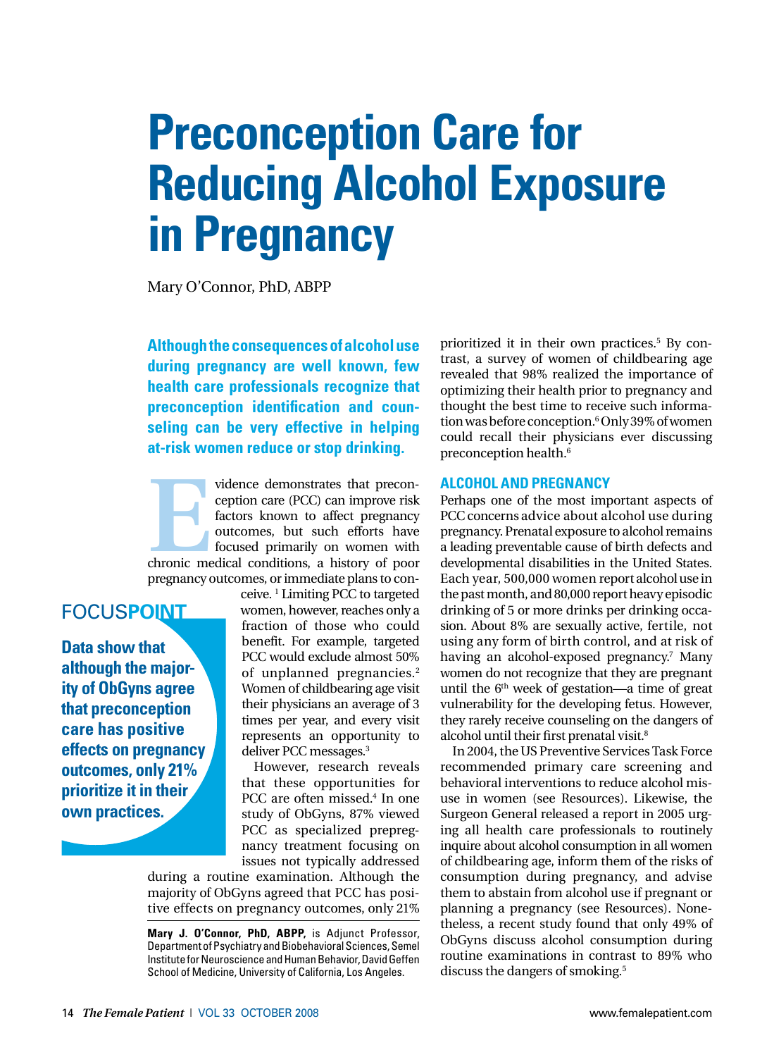# Preconception Care for Reducing Alcohol Exposure in Pregnancy

Mary O'Connor, PhD, ABPP

**Although the consequences of alcohol use during pregnancy are well known, few health care professionals recognize that preconception identification and counseling can be very effective in helping at-risk women reduce or stop drinking.**

Evidence demonstrates that preconception care (PCC) can improve risk factors known to affect pregnancy outcomes, but such efforts have focused primarily on women with chronic medical conditions, a history of poor pregnancy outcomes, or immediate plans to conceive.[1] Limiting PCC to targeted women, however, reaches only a fraction of those who could benefit. For example, targeted PCC would exclude almost 50% of unplanned pregnancies.[2] Women of childbearing age visit their physicians an average of 3 times per year, and every visit represents an opportunity to deliver PCC messages.[3]

However, research reveals that these opportunities for PCC are often missed.[4] In one study of ObGyns, 87% viewed PCC as specialized prepregnancy treatment focusing on issues not typically addressed during a routine examination. Although the majority of ObGyns agreed that PCC has positive effects on pregnancy outcomes, only 21% prioritized it in their own practices.[5] By contrast, a survey of women of childbearing age revealed that 98% realized the importance of optimizing their health prior to pregnancy and thought the best time to receive such information was before conception.[6] Only 39% of women could recall their physicians ever discussing preconception health.[6]

> **FOCUSPOINT**
>
> **Data show that although the majority of ObGyns agree that preconception care has positive effects on pregnancy outcomes, only 21% prioritize it in their own practices.**

**Mary J. O'Connor, PhD, ABPP,** is Adjunct Professor, Department of Psychiatry and Biobehavioral Sciences, Semel Institute for Neuroscience and Human Behavior, David Geffen School of Medicine, University of California, Los Angeles.

## ALCOHOL AND PREGNANCY

Perhaps one of the most important aspects of PCC concerns advice about alcohol use during pregnancy. Prenatal exposure to alcohol remains a leading preventable cause of birth defects and developmental disabilities in the United States. Each year, 500,000 women report alcohol use in the past month, and 80,000 report heavy episodic drinking of 5 or more drinks per drinking occasion. About 8% are sexually active, fertile, not using any form of birth control, and at risk of having an alcohol-exposed pregnancy.[7] Many women do not recognize that they are pregnant until the 6th week of gestation—a time of great vulnerability for the developing fetus. However, they rarely receive counseling on the dangers of alcohol until their first prenatal visit.[8]

In 2004, the US Preventive Services Task Force recommended primary care screening and behavioral interventions to reduce alcohol misuse in women (see Resources). Likewise, the Surgeon General released a report in 2005 urging all health care professionals to routinely inquire about alcohol consumption in all women of childbearing age, inform them of the risks of consumption during pregnancy, and advise them to abstain from alcohol use if pregnant or planning a pregnancy (see Resources). Nonetheless, a recent study found that only 49% of ObGyns discuss alcohol consumption during routine examinations in contrast to 89% who discuss the dangers of smoking.[5]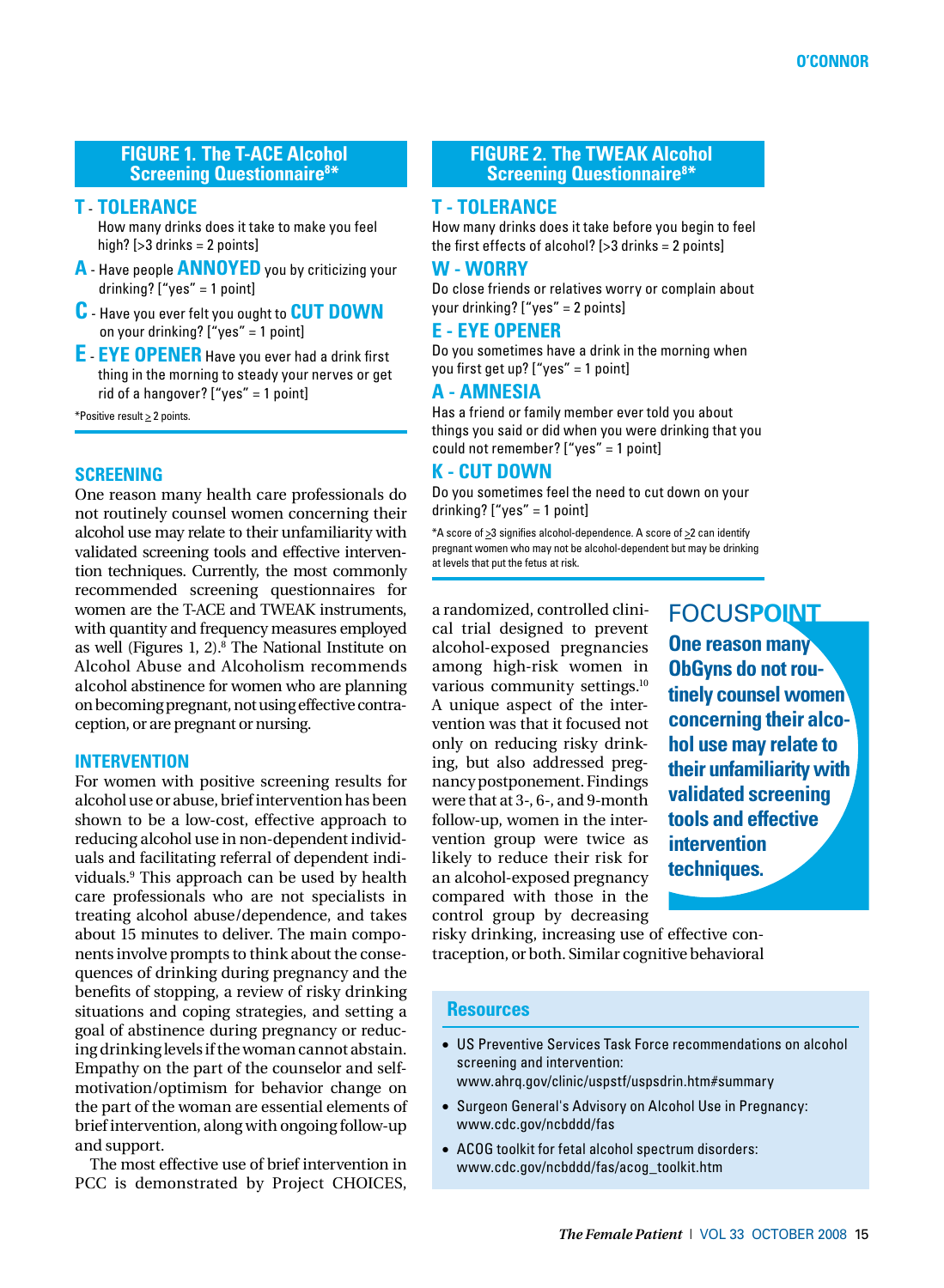## FIGURE 1. The T-ACE Alcohol Screening Questionnaire[8]*

**T - TOLERANCE**
How many drinks does it take to make you feel high? [>3 drinks = 2 points]

**A** - Have people **ANNOYED** you by criticizing your drinking? ["yes" = 1 point]

**C** - Have you ever felt you ought to **CUT DOWN** on your drinking? ["yes" = 1 point]

**E - EYE OPENER** Have you ever had a drink first thing in the morning to steady your nerves or get rid of a hangover? ["yes" = 1 point]

*Positive result ≥ 2 points.

## FIGURE 2. The TWEAK Alcohol Screening Questionnaire[8]*

**T - TOLERANCE**
How many drinks does it take before you begin to feel the first effects of alcohol? [>3 drinks = 2 points]

**W - WORRY**
Do close friends or relatives worry or complain about your drinking? ["yes" = 2 points]

**E - EYE OPENER**
Do you sometimes have a drink in the morning when you first get up? ["yes" = 1 point]

**A - AMNESIA**
Has a friend or family member ever told you about things you said or did when you were drinking that you could not remember? ["yes" = 1 point]

**K - CUT DOWN**
Do you sometimes feel the need to cut down on your drinking? ["yes" = 1 point]

*A score of ≥3 signifies alcohol-dependence. A score of ≥2 can identify pregnant women who may not be alcohol-dependent but may be drinking at levels that put the fetus at risk.

## SCREENING

One reason many health care professionals do not routinely counsel women concerning their alcohol use may relate to their unfamiliarity with validated screening tools and effective intervention techniques. Currently, the most commonly recommended screening questionnaires for women are the T-ACE and TWEAK instruments, with quantity and frequency measures employed as well (Figures 1, 2).[8] The National Institute on Alcohol Abuse and Alcoholism recommends alcohol abstinence for women who are planning on becoming pregnant, not using effective contraception, or are pregnant or nursing.

## INTERVENTION

For women with positive screening results for alcohol use or abuse, brief intervention has been shown to be a low-cost, effective approach to reducing alcohol use in non-dependent individuals and facilitating referral of dependent individuals.[9] This approach can be used by health care professionals who are not specialists in treating alcohol abuse/dependence, and takes about 15 minutes to deliver. The main components involve prompts to think about the consequences of drinking during pregnancy and the benefits of stopping, a review of risky drinking situations and coping strategies, and setting a goal of abstinence during pregnancy or reducing drinking levels if the woman cannot abstain. Empathy on the part of the counselor and self-motivation/optimism for behavior change on the part of the woman are essential elements of brief intervention, along with ongoing follow-up and support.

The most effective use of brief intervention in PCC is demonstrated by Project CHOICES, a randomized, controlled clinical trial designed to prevent alcohol-exposed pregnancies among high-risk women in various community settings.[10] A unique aspect of the intervention was that it focused not only on reducing risky drinking, but also addressed pregnancy postponement. Findings were that at 3-, 6-, and 9-month follow-up, women in the intervention group were twice as likely to reduce their risk for an alcohol-exposed pregnancy compared with those in the control group by decreasing risky drinking, increasing use of effective contraception, or both. Similar cognitive behavioral

**FOCUSPOINT**

**One reason many ObGyns do not routinely counsel women concerning their alcohol use may relate to their unfamiliarity with validated screening tools and effective intervention techniques.**

### Resources

- US Preventive Services Task Force recommendations on alcohol screening and intervention: www.ahrq.gov/clinic/uspstf/uspsdrin.htm#summary
- Surgeon General's Advisory on Alcohol Use in Pregnancy: www.cdc.gov/ncbddd/fas
- ACOG toolkit for fetal alcohol spectrum disorders: www.cdc.gov/ncbddd/fas/acog_toolkit.htm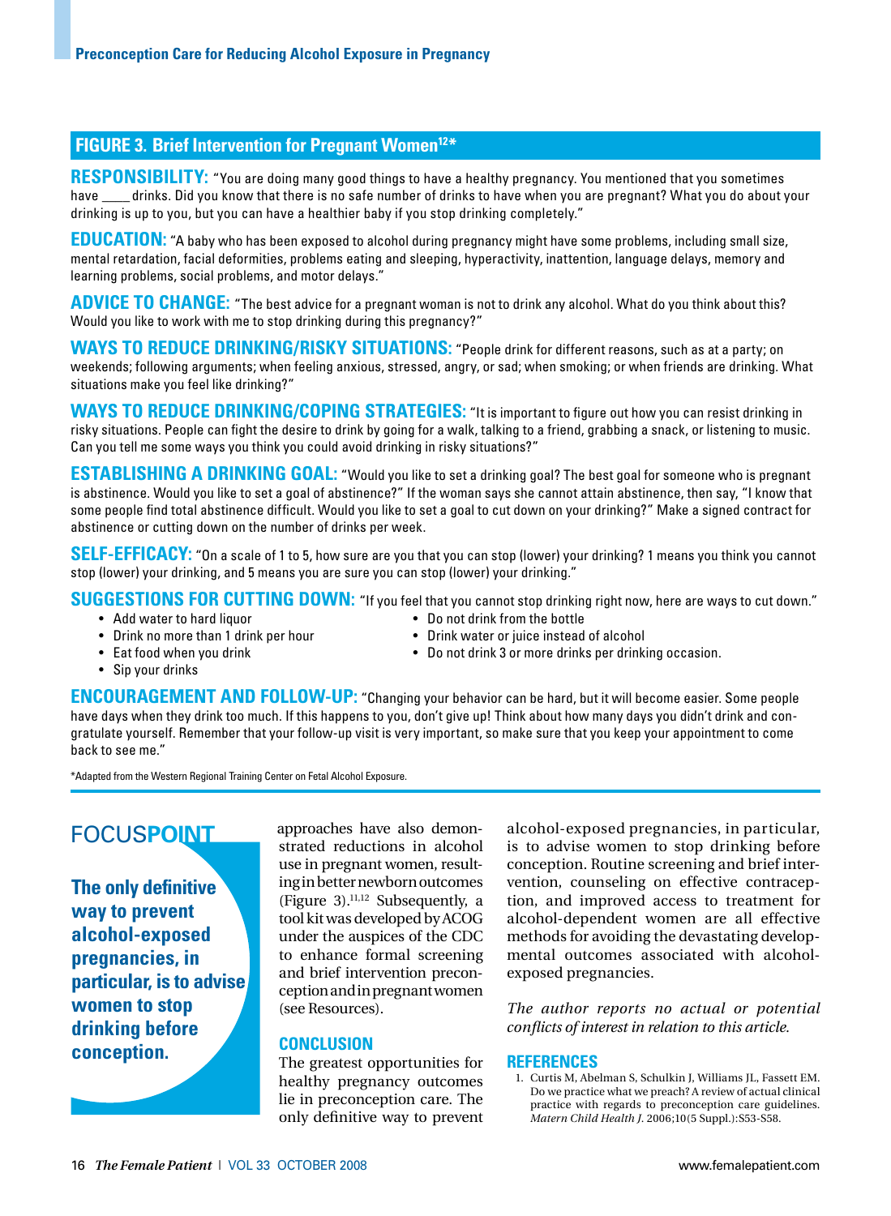## FIGURE 3. Brief Intervention for Pregnant Women[12]*

**RESPONSIBILITY:** "You are doing many good things to have a healthy pregnancy. You mentioned that you sometimes have ____ drinks. Did you know that there is no safe number of drinks to have when you are pregnant? What you do about your drinking is up to you, but you can have a healthier baby if you stop drinking completely."

**EDUCATION:** "A baby who has been exposed to alcohol during pregnancy might have some problems, including small size, mental retardation, facial deformities, problems eating and sleeping, hyperactivity, inattention, language delays, memory and learning problems, social problems, and motor delays."

**ADVICE TO CHANGE:** "The best advice for a pregnant woman is not to drink any alcohol. What do you think about this? Would you like to work with me to stop drinking during this pregnancy?"

**WAYS TO REDUCE DRINKING/RISKY SITUATIONS:** "People drink for different reasons, such as at a party; on weekends; following arguments; when feeling anxious, stressed, angry, or sad; when smoking; or when friends are drinking. What situations make you feel like drinking?"

**WAYS TO REDUCE DRINKING/COPING STRATEGIES:** "It is important to figure out how you can resist drinking in risky situations. People can fight the desire to drink by going for a walk, talking to a friend, grabbing a snack, or listening to music. Can you tell me some ways you think you could avoid drinking in risky situations?"

**ESTABLISHING A DRINKING GOAL:** "Would you like to set a drinking goal? The best goal for someone who is pregnant is abstinence. Would you like to set a goal of abstinence?" If the woman says she cannot attain abstinence, then say, "I know that some people find total abstinence difficult. Would you like to set a goal to cut down on your drinking?" Make a signed contract for abstinence or cutting down on the number of drinks per week.

**SELF-EFFICACY:** "On a scale of 1 to 5, how sure are you that you can stop (lower) your drinking? 1 means you think you cannot stop (lower) your drinking, and 5 means you are sure you can stop (lower) your drinking."

**SUGGESTIONS FOR CUTTING DOWN:** "If you feel that you cannot stop drinking right now, here are ways to cut down."

- Add water to hard liquor
- Drink no more than 1 drink per hour
- Eat food when you drink
- Sip your drinks
- Do not drink from the bottle
- Drink water or juice instead of alcohol
- Do not drink 3 or more drinks per drinking occasion.

**ENCOURAGEMENT AND FOLLOW-UP:** "Changing your behavior can be hard, but it will become easier. Some people have days when they drink too much. If this happens to you, don't give up! Think about how many days you didn't drink and congratulate yourself. Remember that your follow-up visit is very important, so make sure that you keep your appointment to come back to see me."

*Adapted from the Western Regional Training Center on Fetal Alcohol Exposure.

**FOCUSPOINT**

**The only definitive way to prevent alcohol-exposed pregnancies, in particular, is to advise women to stop drinking before conception.**

approaches have also demonstrated reductions in alcohol use in pregnant women, resulting in better newborn outcomes (Figure 3).[11,12] Subsequently, a tool kit was developed by ACOG under the auspices of the CDC to enhance formal screening and brief intervention preconception and in pregnant women (see Resources).

## CONCLUSION

The greatest opportunities for healthy pregnancy outcomes lie in preconception care. The only definitive way to prevent alcohol-exposed pregnancies, in particular, is to advise women to stop drinking before conception. Routine screening and brief intervention, counseling on effective contraception, and improved access to treatment for alcohol-dependent women are all effective methods for avoiding the devastating developmental outcomes associated with alcohol-exposed pregnancies.

*The author reports no actual or potential conflicts of interest in relation to this article.*

## REFERENCES

1. Curtis M, Abelman S, Schulkin J, Williams JL, Fassett EM. Do we practice what we preach? A review of actual clinical practice with regards to preconception care guidelines. *Matern Child Health J*. 2006;10(5 Suppl.):S53-S58.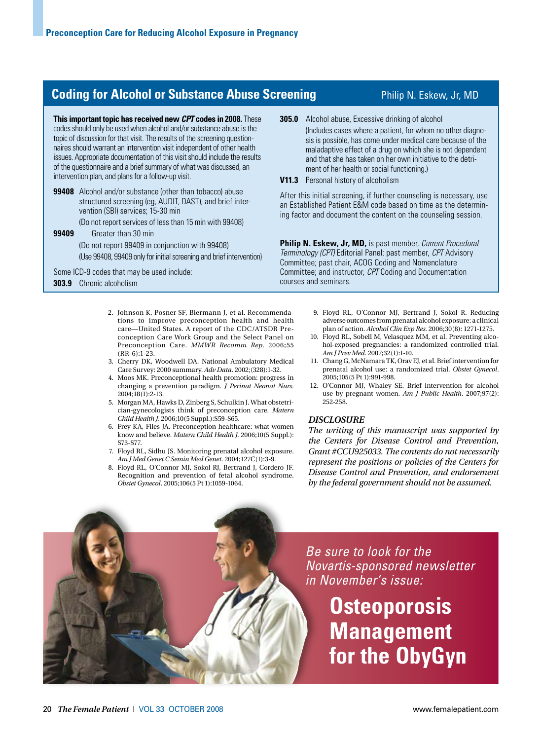## Coding for Alcohol or Substance Abuse Screening

Philip N. Eskew, Jr, MD

**This important topic has received new *CPT* codes in 2008.** These codes should only be used when alcohol and/or substance abuse is the topic of discussion for that visit. The results of the screening questionnaires should warrant an intervention visit independent of other health issues. Appropriate documentation of this visit should include the results of the questionnaire and a brief summary of what was discussed, an intervention plan, and plans for a follow-up visit.

**99408** Alcohol and/or substance (other than tobacco) abuse structured screening (eg, AUDIT, DAST), and brief intervention (SBI) services; 15-30 min

(Do not report services of less than 15 min with 99408)

**99409** Greater than 30 min

(Do not report 99409 in conjunction with 99408)

(Use 99408, 99409 only for initial screening and brief intervention)

Some ICD-9 codes that may be used include:

**303.9** Chronic alcoholism

**305.0** Alcohol abuse, Excessive drinking of alcohol

(Includes cases where a patient, for whom no other diagnosis is possible, has come under medical care because of the maladaptive effect of a drug on which she is not dependent and that she has taken on her own initiative to the detriment of her health or social functioning.)

**V11.3** Personal history of alcoholism

After this initial screening, if further counseling is necessary, use an Established Patient E&M code based on time as the determining factor and document the content on the counseling session.

**Philip N. Eskew, Jr, MD,** is past member, *Current Procedural Terminology (CPT)* Editorial Panel; past member, *CPT* Advisory Committee; past chair, ACOG Coding and Nomenclature Committee; and instructor, *CPT* Coding and Documentation courses and seminars.

2. Johnson K, Posner SF, Biermann J, et al. Recommendations to improve preconception health and health care—United States. A report of the CDC/ATSDR Preconception Care Work Group and the Select Panel on Preconception Care. *MMWR Recomm Rep.* 2006;55 (RR-6):1-23.
3. Cherry DK, Woodwell DA. National Ambulatory Medical Care Survey: 2000 summary. *Adv Data*. 2002;(328):1-32.
4. Moos MK. Preconceptional health promotion: progress in changing a prevention paradigm. *J Perinat Neonat Nurs.* 2004;18(1):2-13.
5. Morgan MA, Hawks D, Zinberg S, Schulkin J. What obstetrician-gynecologists think of preconception care. *Matern Child Health J.* 2006;10(5 Suppl.):S59-S65.
6. Frey KA, Files JA. Preconception healthcare: what women know and believe. *Matern Child Health J.* 2006;10(5 Suppl.): S73-S77.
7. Floyd RL, Sidhu JS. Monitoring prenatal alcohol exposure. *Am J Med Genet C Semin Med Genet.* 2004;127C(1):3-9.
8. Floyd RL, O'Connor MJ, Sokol RJ, Bertrand J, Cordero JF. Recognition and prevention of fetal alcohol syndrome. *Obstet Gynecol.* 2005;106(5 Pt 1):1059-1064.
9. Floyd RL, O'Connor MJ, Bertrand J, Sokol R. Reducing adverse outcomes from prenatal alcohol exposure: a clinical plan of action. *Alcohol Clin Exp Res.* 2006;30(8): 1271-1275.
10. Floyd RL, Sobell M, Velasquez MM, et al. Preventing alcohol-exposed pregnancies: a randomized controlled trial. *Am J Prev Med.* 2007;32(1):1-10.
11. Chang G, McNamara TK, Orav EJ, et al. Brief intervention for prenatal alcohol use: a randomized trial. *Obstet Gynecol.* 2005;105(5 Pt 1):991-998.
12. O'Connor MJ, Whaley SE. Brief intervention for alcohol use by pregnant women. *Am J Public Health.* 2007;97(2): 252-258.

### *DISCLOSURE*

*The writing of this manuscript was supported by the Centers for Disease Control and Prevention, Grant #CCU925033. The contents do not necessarily represent the positions or policies of the Centers for Disease Control and Prevention, and endorsement by the federal government should not be assumed.*

*Be sure to look for the Novartis-sponsored newsletter in November's issue:*

**Osteoporosis Management for the ObyGyn**